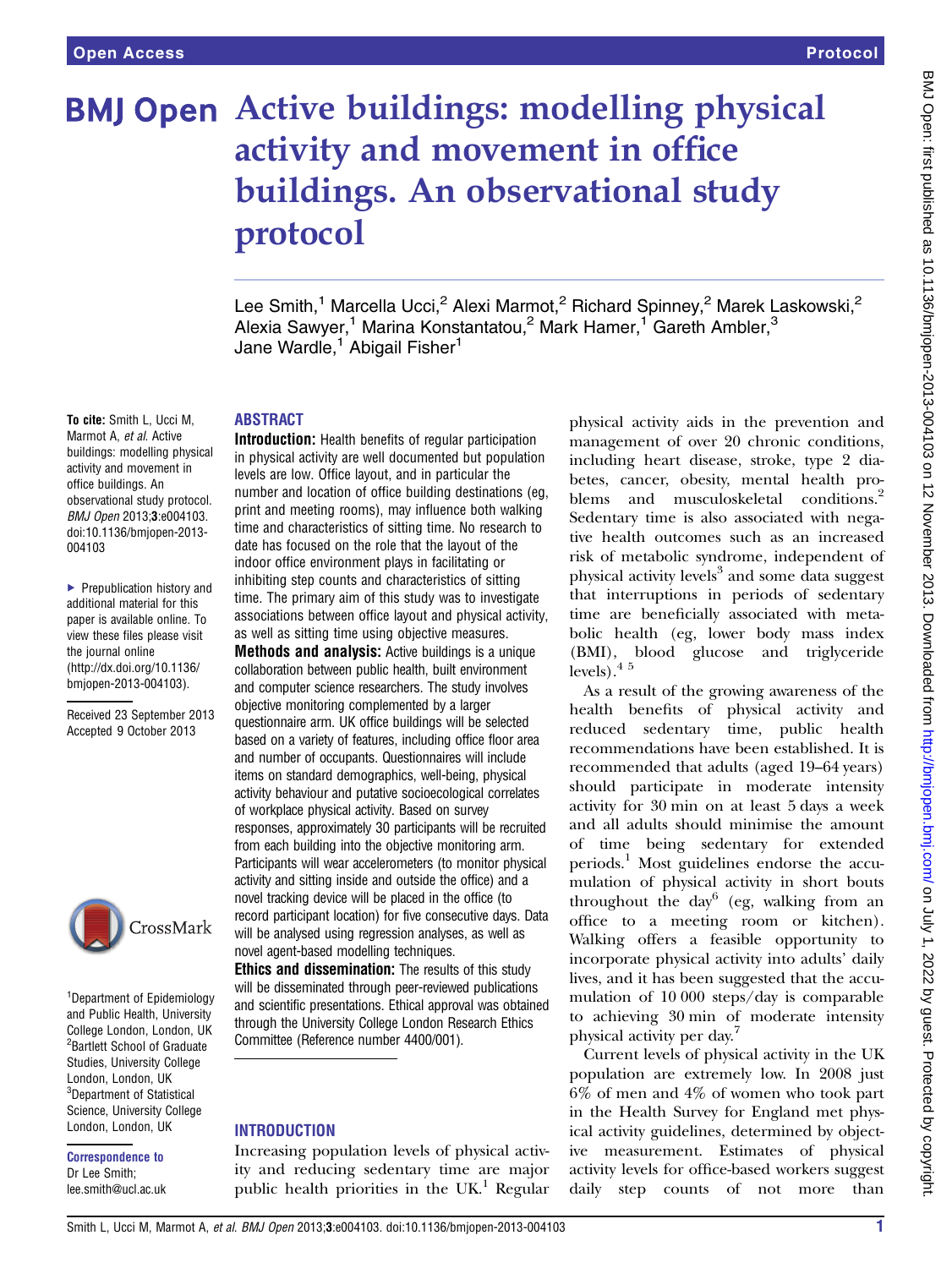# Active buildings: modelling physical activity and movement in office buildings. An observational study protocol

Lee Smith,[1] Marcella Ucci,[2] Alexi Marmot,[2] Richard Spinney,[2] Marek Laskowski,[2] Alexia Sawyer,[1] Marina Konstantatou,[2] Mark Hamer,[1] Gareth Ambler,[3] Jane Wardle,[1] Abigail Fisher[1]

**To cite:** Smith L, Ucci M, Marmot A, *et al*. Active buildings: modelling physical activity and movement in office buildings. An observational study protocol. *BMJ Open* 2013;**3**:e004103. doi:10.1136/bmjopen-2013-004103

▸ Prepublication history and additional material for this paper is available online. To view these files please visit the journal online (http://dx.doi.org/10.1136/bmjopen-2013-004103).

Received 23 September 2013
Accepted 9 October 2013

[1]Department of Epidemiology and Public Health, University College London, London, UK
[2]Bartlett School of Graduate Studies, University College London, London, UK
[3]Department of Statistical Science, University College London, London, UK

**Correspondence to**
Dr Lee Smith;
lee.smith@ucl.ac.uk

## ABSTRACT

**Introduction:** Health benefits of regular participation in physical activity are well documented but population levels are low. Office layout, and in particular the number and location of office building destinations (eg, print and meeting rooms), may influence both walking time and characteristics of sitting time. No research to date has focused on the role that the layout of the indoor office environment plays in facilitating or inhibiting step counts and characteristics of sitting time. The primary aim of this study was to investigate associations between office layout and physical activity, as well as sitting time using objective measures.

**Methods and analysis:** Active buildings is a unique collaboration between public health, built environment and computer science researchers. The study involves objective monitoring complemented by a larger questionnaire arm. UK office buildings will be selected based on a variety of features, including office floor area and number of occupants. Questionnaires will include items on standard demographics, well-being, physical activity behaviour and putative socioecological correlates of workplace physical activity. Based on survey responses, approximately 30 participants will be recruited from each building into the objective monitoring arm. Participants will wear accelerometers (to monitor physical activity and sitting inside and outside the office) and a novel tracking device will be placed in the office (to record participant location) for five consecutive days. Data will be analysed using regression analyses, as well as novel agent-based modelling techniques.

**Ethics and dissemination:** The results of this study will be disseminated through peer-reviewed publications and scientific presentations. Ethical approval was obtained through the University College London Research Ethics Committee (Reference number 4400/001).

## INTRODUCTION

Increasing population levels of physical activity and reducing sedentary time are major public health priorities in the UK.[1] Regular physical activity aids in the prevention and management of over 20 chronic conditions, including heart disease, stroke, type 2 diabetes, cancer, obesity, mental health problems and musculoskeletal conditions.[2] Sedentary time is also associated with negative health outcomes such as an increased risk of metabolic syndrome, independent of physical activity levels[3] and some data suggest that interruptions in periods of sedentary time are beneficially associated with metabolic health (eg, lower body mass index (BMI), blood glucose and triglyceride levels).[4,5]

As a result of the growing awareness of the health benefits of physical activity and reduced sedentary time, public health recommendations have been established. It is recommended that adults (aged 19–64 years) should participate in moderate intensity activity for 30 min on at least 5 days a week and all adults should minimise the amount of time being sedentary for extended periods.[1] Most guidelines endorse the accumulation of physical activity in short bouts throughout the day[6] (eg, walking from an office to a meeting room or kitchen). Walking offers a feasible opportunity to incorporate physical activity into adults' daily lives, and it has been suggested that the accumulation of 10 000 steps/day is comparable to achieving 30 min of moderate intensity physical activity per day.[7]

Current levels of physical activity in the UK population are extremely low. In 2008 just 6% of men and 4% of women who took part in the Health Survey for England met physical activity guidelines, determined by objective measurement. Estimates of physical activity levels for office-based workers suggest daily step counts of not more than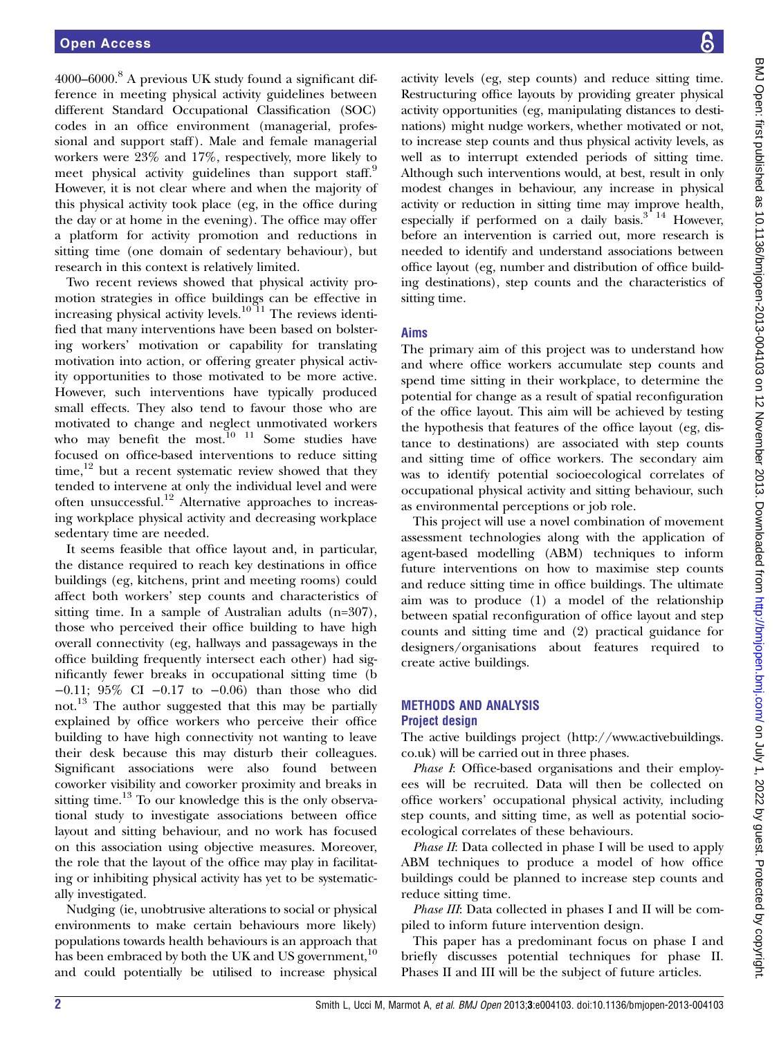4000–6000.[8] A previous UK study found a significant difference in meeting physical activity guidelines between different Standard Occupational Classification (SOC) codes in an office environment (managerial, professional and support staff). Male and female managerial workers were 23% and 17%, respectively, more likely to meet physical activity guidelines than support staff.[9] However, it is not clear where and when the majority of this physical activity took place (eg, in the office during the day or at home in the evening). The office may offer a platform for activity promotion and reductions in sitting time (one domain of sedentary behaviour), but research in this context is relatively limited.

Two recent reviews showed that physical activity promotion strategies in office buildings can be effective in increasing physical activity levels.[10 11] The reviews identified that many interventions have been based on bolstering workers' motivation or capability for translating motivation into action, or offering greater physical activity opportunities to those motivated to be more active. However, such interventions have typically produced small effects. They also tend to favour those who are motivated to change and neglect unmotivated workers who may benefit the most.[10 11] Some studies have focused on office-based interventions to reduce sitting time,[12] but a recent systematic review showed that they tended to intervene at only the individual level and were often unsuccessful.[12] Alternative approaches to increasing workplace physical activity and decreasing workplace sedentary time are needed.

It seems feasible that office layout and, in particular, the distance required to reach key destinations in office buildings (eg, kitchens, print and meeting rooms) could affect both workers' step counts and characteristics of sitting time. In a sample of Australian adults (n=307), those who perceived their office building to have high overall connectivity (eg, hallways and passageways in the office building frequently intersect each other) had significantly fewer breaks in occupational sitting time (b −0.11; 95% CI −0.17 to −0.06) than those who did not.[13] The author suggested that this may be partially explained by office workers who perceive their office building to have high connectivity not wanting to leave their desk because this may disturb their colleagues. Significant associations were also found between coworker visibility and coworker proximity and breaks in sitting time.[13] To our knowledge this is the only observational study to investigate associations between office layout and sitting behaviour, and no work has focused on this association using objective measures. Moreover, the role that the layout of the office may play in facilitating or inhibiting physical activity has yet to be systematically investigated.

Nudging (ie, unobtrusive alterations to social or physical environments to make certain behaviours more likely) populations towards health behaviours is an approach that has been embraced by both the UK and US government,[10] and could potentially be utilised to increase physical activity levels (eg, step counts) and reduce sitting time. Restructuring office layouts by providing greater physical activity opportunities (eg, manipulating distances to destinations) might nudge workers, whether motivated or not, to increase step counts and thus physical activity levels, as well as to interrupt extended periods of sitting time. Although such interventions would, at best, result in only modest changes in behaviour, any increase in physical activity or reduction in sitting time may improve health, especially if performed on a daily basis.[3 14] However, before an intervention is carried out, more research is needed to identify and understand associations between office layout (eg, number and distribution of office building destinations), step counts and the characteristics of sitting time.

### Aims

The primary aim of this project was to understand how and where office workers accumulate step counts and spend time sitting in their workplace, to determine the potential for change as a result of spatial reconfiguration of the office layout. This aim will be achieved by testing the hypothesis that features of the office layout (eg, distance to destinations) are associated with step counts and sitting time of office workers. The secondary aim was to identify potential socioecological correlates of occupational physical activity and sitting behaviour, such as environmental perceptions or job role.

This project will use a novel combination of movement assessment technologies along with the application of agent-based modelling (ABM) techniques to inform future interventions on how to maximise step counts and reduce sitting time in office buildings. The ultimate aim was to produce (1) a model of the relationship between spatial reconfiguration of office layout and step counts and sitting time and (2) practical guidance for designers/organisations about features required to create active buildings.

## METHODS AND ANALYSIS

### Project design

The active buildings project (http://www.activebuildings.co.uk) will be carried out in three phases.

*Phase I*: Office-based organisations and their employees will be recruited. Data will then be collected on office workers' occupational physical activity, including step counts, and sitting time, as well as potential socioecological correlates of these behaviours.

*Phase II*: Data collected in phase I will be used to apply ABM techniques to produce a model of how office buildings could be planned to increase step counts and reduce sitting time.

*Phase III*: Data collected in phases I and II will be compiled to inform future intervention design.

This paper has a predominant focus on phase I and briefly discusses potential techniques for phase II. Phases II and III will be the subject of future articles.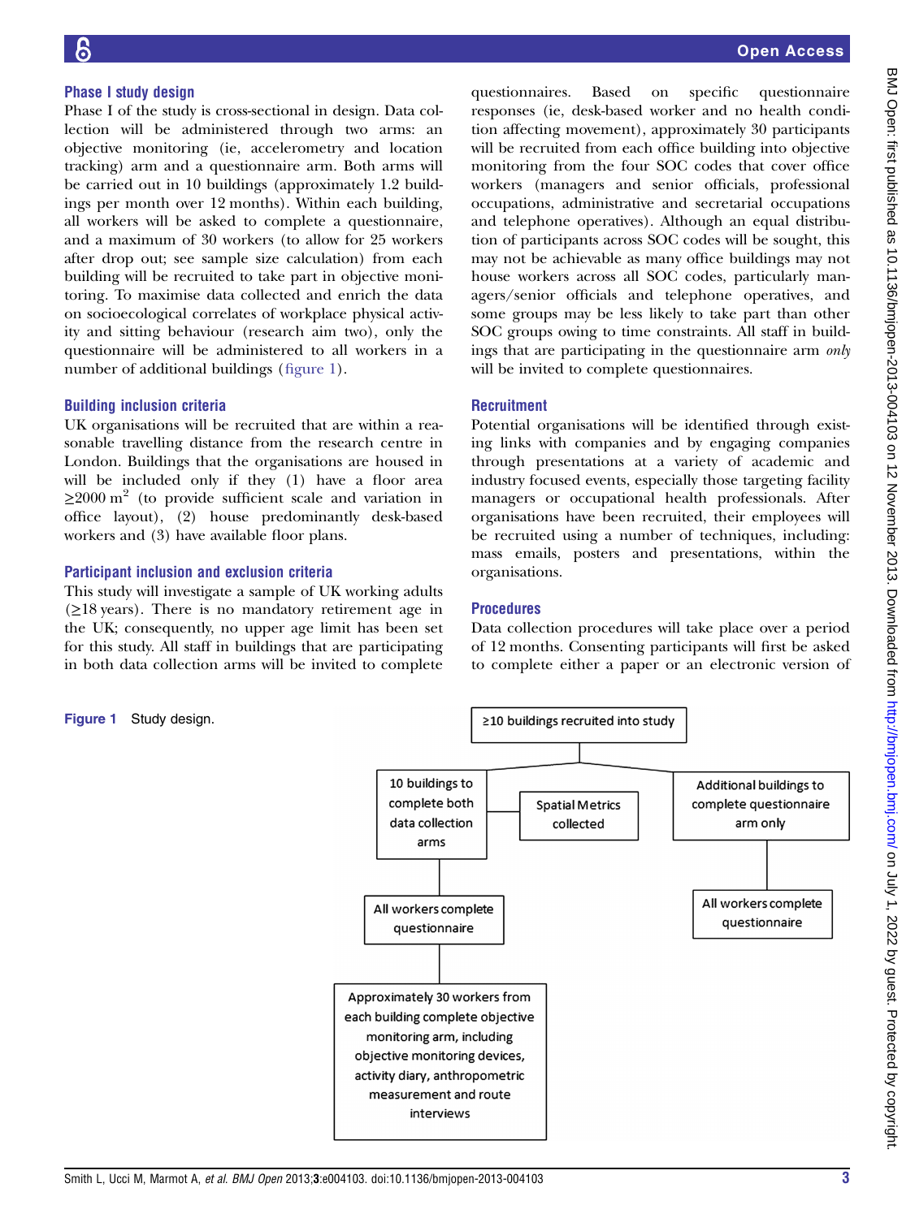## Phase I study design

Phase I of the study is cross-sectional in design. Data collection will be administered through two arms: an objective monitoring (ie, accelerometry and location tracking) arm and a questionnaire arm. Both arms will be carried out in 10 buildings (approximately 1.2 buildings per month over 12 months). Within each building, all workers will be asked to complete a questionnaire, and a maximum of 30 workers (to allow for 25 workers after drop out; see sample size calculation) from each building will be recruited to take part in objective monitoring. To maximise data collected and enrich the data on socioecological correlates of workplace physical activity and sitting behaviour (research aim two), only the questionnaire will be administered to all workers in a number of additional buildings (figure 1).

## Building inclusion criteria

UK organisations will be recruited that are within a reasonable travelling distance from the research centre in London. Buildings that the organisations are housed in will be included only if they (1) have a floor area $\geq$2000 m$^2$ (to provide sufficient scale and variation in office layout), (2) house predominantly desk-based workers and (3) have available floor plans.

## Participant inclusion and exclusion criteria

This study will investigate a sample of UK working adults ($\geq$18 years). There is no mandatory retirement age in the UK; consequently, no upper age limit has been set for this study. All staff in buildings that are participating in both data collection arms will be invited to complete questionnaires. Based on specific questionnaire responses (ie, desk-based worker and no health condition affecting movement), approximately 30 participants will be recruited from each office building into objective monitoring from the four SOC codes that cover office workers (managers and senior officials, professional occupations, administrative and secretarial occupations and telephone operatives). Although an equal distribution of participants across SOC codes will be sought, this may not be achievable as many office buildings may not house workers across all SOC codes, particularly managers/senior officials and telephone operatives, and some groups may be less likely to take part than other SOC groups owing to time constraints. All staff in buildings that are participating in the questionnaire arm *only* will be invited to complete questionnaires.

## Recruitment

Potential organisations will be identified through existing links with companies and by engaging companies through presentations at a variety of academic and industry focused events, especially those targeting facility managers or occupational health professionals. After organisations have been recruited, their employees will be recruited using a number of techniques, including: mass emails, posters and presentations, within the organisations.

## Procedures

Data collection procedures will take place over a period of 12 months. Consenting participants will first be asked to complete either a paper or an electronic version of

≥10 buildings recruited into study

10 buildings to complete both data collection arms

Spatial Metrics collected

Additional buildings to complete questionnaire arm only

All workers complete questionnaire

All workers complete questionnaire

Approximately 30 workers from each building complete objective monitoring arm, including objective monitoring devices, activity diary, anthropometric measurement and route interviews

**Figure 1** Study design.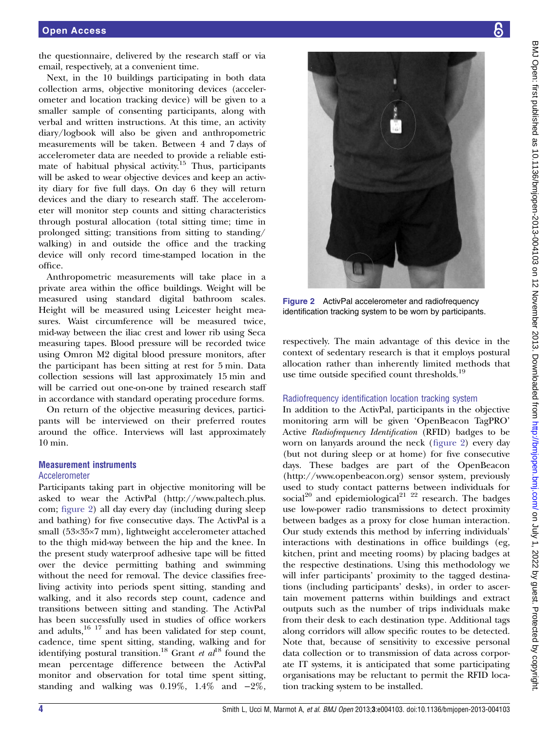the questionnaire, delivered by the research staff or via email, respectively, at a convenient time.

Next, in the 10 buildings participating in both data collection arms, objective monitoring devices (accelerometer and location tracking device) will be given to a smaller sample of consenting participants, along with verbal and written instructions. At this time, an activity diary/logbook will also be given and anthropometric measurements will be taken. Between 4 and 7 days of accelerometer data are needed to provide a reliable estimate of habitual physical activity.[15] Thus, participants will be asked to wear objective devices and keep an activity diary for five full days. On day 6 they will return devices and the diary to research staff. The accelerometer will monitor step counts and sitting characteristics through postural allocation (total sitting time; time in prolonged sitting; transitions from sitting to standing/walking) in and outside the office and the tracking device will only record time-stamped location in the office.

Anthropometric measurements will take place in a private area within the office buildings. Weight will be measured using standard digital bathroom scales. Height will be measured using Leicester height measures. Waist circumference will be measured twice, mid-way between the iliac crest and lower rib using Seca measuring tapes. Blood pressure will be recorded twice using Omron M2 digital blood pressure monitors, after the participant has been sitting at rest for 5 min. Data collection sessions will last approximately 15 min and will be carried out one-on-one by trained research staff in accordance with standard operating procedure forms.

On return of the objective measuring devices, participants will be interviewed on their preferred routes around the office. Interviews will last approximately 10 min.

## Measurement instruments

### Accelerometer

Participants taking part in objective monitoring will be asked to wear the ActivPal (http://www.paltech.plus.com; figure 2) all day every day (including during sleep and bathing) for five consecutive days. The ActivPal is a small (53×35×7 mm), lightweight accelerometer attached to the thigh mid-way between the hip and the knee. In the present study waterproof adhesive tape will be fitted over the device permitting bathing and swimming without the need for removal. The device classifies free-living activity into periods spent sitting, standing and walking, and it also records step count, cadence and transitions between sitting and standing. The ActivPal has been successfully used in studies of office workers and adults,[16,17] and has been validated for step count, cadence, time spent sitting, standing, walking and for identifying postural transition.[18] Grant *et al*[18] found the mean percentage difference between the ActivPal monitor and observation for total time spent sitting, standing and walking was 0.19%, 1.4% and −2%, respectively. The main advantage of this device in the context of sedentary research is that it employs postural allocation rather than inherently limited methods that use time outside specified count thresholds.[19]

**Figure 2** ActivPal accelerometer and radiofrequency identification tracking system to be worn by participants.

### Radiofrequency identification location tracking system

In addition to the ActivPal, participants in the objective monitoring arm will be given 'OpenBeacon TagPRO' Active *Radiofrequency Identification* (RFID) badges to be worn on lanyards around the neck (figure 2) every day (but not during sleep or at home) for five consecutive days. These badges are part of the OpenBeacon (http://www.openbeacon.org) sensor system, previously used to study contact patterns between individuals for social[20] and epidemiological[21,22] research. The badges use low-power radio transmissions to detect proximity between badges as a proxy for close human interaction. Our study extends this method by inferring individuals' interactions with destinations in office buildings (eg, kitchen, print and meeting rooms) by placing badges at the respective destinations. Using this methodology we will infer participants' proximity to the tagged destinations (including participants' desks), in order to ascertain movement patterns within buildings and extract outputs such as the number of trips individuals make from their desk to each destination type. Additional tags along corridors will allow specific routes to be detected. Note that, because of sensitivity to excessive personal data collection or to transmission of data across corporate IT systems, it is anticipated that some participating organisations may be reluctant to permit the RFID location tracking system to be installed.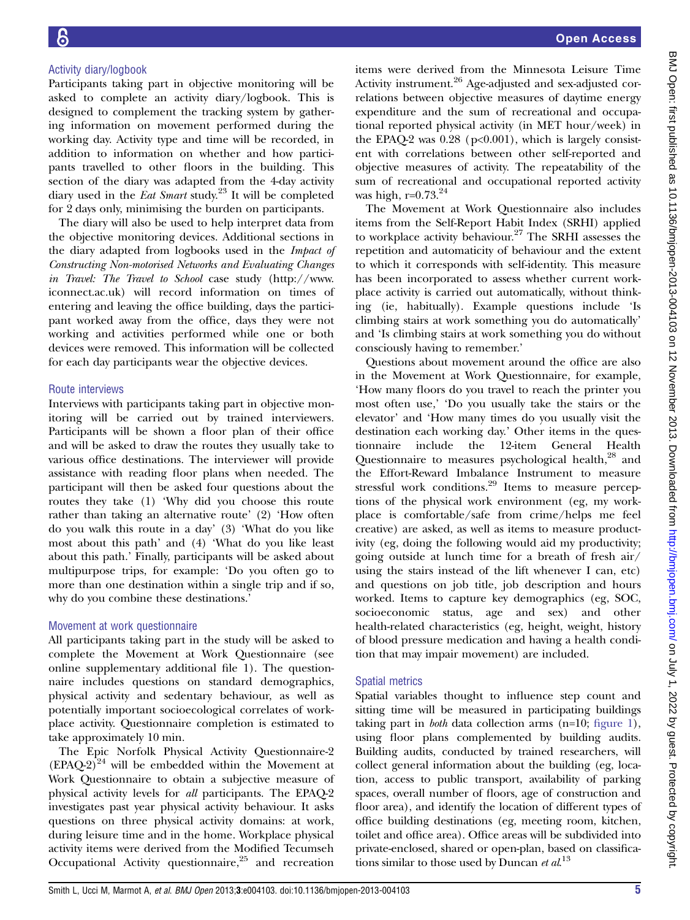### Activity diary/logbook

Participants taking part in objective monitoring will be asked to complete an activity diary/logbook. This is designed to complement the tracking system by gathering information on movement performed during the working day. Activity type and time will be recorded, in addition to information on whether and how participants travelled to other floors in the building. This section of the diary was adapted from the 4-day activity diary used in the *Eat Smart* study.[23] It will be completed for 2 days only, minimising the burden on participants.

The diary will also be used to help interpret data from the objective monitoring devices. Additional sections in the diary adapted from logbooks used in the *Impact of Constructing Non-motorised Networks and Evaluating Changes in Travel: The Travel to School* case study (http://www.iconnect.ac.uk) will record information on times of entering and leaving the office building, days the participant worked away from the office, days they were not working and activities performed while one or both devices were removed. This information will be collected for each day participants wear the objective devices.

### Route interviews

Interviews with participants taking part in objective monitoring will be carried out by trained interviewers. Participants will be shown a floor plan of their office and will be asked to draw the routes they usually take to various office destinations. The interviewer will provide assistance with reading floor plans when needed. The participant will then be asked four questions about the routes they take (1) 'Why did you choose this route rather than taking an alternative route' (2) 'How often do you walk this route in a day' (3) 'What do you like most about this path' and (4) 'What do you like least about this path.' Finally, participants will be asked about multipurpose trips, for example: 'Do you often go to more than one destination within a single trip and if so, why do you combine these destinations.'

### Movement at work questionnaire

All participants taking part in the study will be asked to complete the Movement at Work Questionnaire (see online supplementary additional file 1). The questionnaire includes questions on standard demographics, physical activity and sedentary behaviour, as well as potentially important socioecological correlates of workplace activity. Questionnaire completion is estimated to take approximately 10 min.

The Epic Norfolk Physical Activity Questionnaire-2 (EPAQ-2)[24] will be embedded within the Movement at Work Questionnaire to obtain a subjective measure of physical activity levels for *all* participants. The EPAQ-2 investigates past year physical activity behaviour. It asks questions on three physical activity domains: at work, during leisure time and in the home. Workplace physical activity items were derived from the Modified Tecumseh Occupational Activity questionnaire,[25] and recreation items were derived from the Minnesota Leisure Time Activity instrument.[26] Age-adjusted and sex-adjusted correlations between objective measures of daytime energy expenditure and the sum of recreational and occupational reported physical activity (in MET hour/week) in the EPAQ-2 was 0.28 ($p<0.001$), which is largely consistent with correlations between other self-reported and objective measures of activity. The repeatability of the sum of recreational and occupational reported activity was high, $r=0.73$.[24]

The Movement at Work Questionnaire also includes items from the Self-Report Habit Index (SRHI) applied to workplace activity behaviour.[27] The SRHI assesses the repetition and automaticity of behaviour and the extent to which it corresponds with self-identity. This measure has been incorporated to assess whether current workplace activity is carried out automatically, without thinking (ie, habitually). Example questions include 'Is climbing stairs at work something you do automatically' and 'Is climbing stairs at work something you do without consciously having to remember.'

Questions about movement around the office are also in the Movement at Work Questionnaire, for example, 'How many floors do you travel to reach the printer you most often use,' 'Do you usually take the stairs or the elevator' and 'How many times do you usually visit the destination each working day.' Other items in the questionnaire include the 12-item General Health Questionnaire to measures psychological health,[28] and the Effort-Reward Imbalance Instrument to measure stressful work conditions.[29] Items to measure perceptions of the physical work environment (eg, my workplace is comfortable/safe from crime/helps me feel creative) are asked, as well as items to measure productivity (eg, doing the following would aid my productivity; going outside at lunch time for a breath of fresh air/using the stairs instead of the lift whenever I can, etc) and questions on job title, job description and hours worked. Items to capture key demographics (eg, SOC, socioeconomic status, age and sex) and other health-related characteristics (eg, height, weight, history of blood pressure medication and having a health condition that may impair movement) are included.

### Spatial metrics

Spatial variables thought to influence step count and sitting time will be measured in participating buildings taking part in *both* data collection arms (n=10; figure 1), using floor plans complemented by building audits. Building audits, conducted by trained researchers, will collect general information about the building (eg, location, access to public transport, availability of parking spaces, overall number of floors, age of construction and floor area), and identify the location of different types of office building destinations (eg, meeting room, kitchen, toilet and office area). Office areas will be subdivided into private-enclosed, shared or open-plan, based on classifications similar to those used by Duncan *et al*.[13]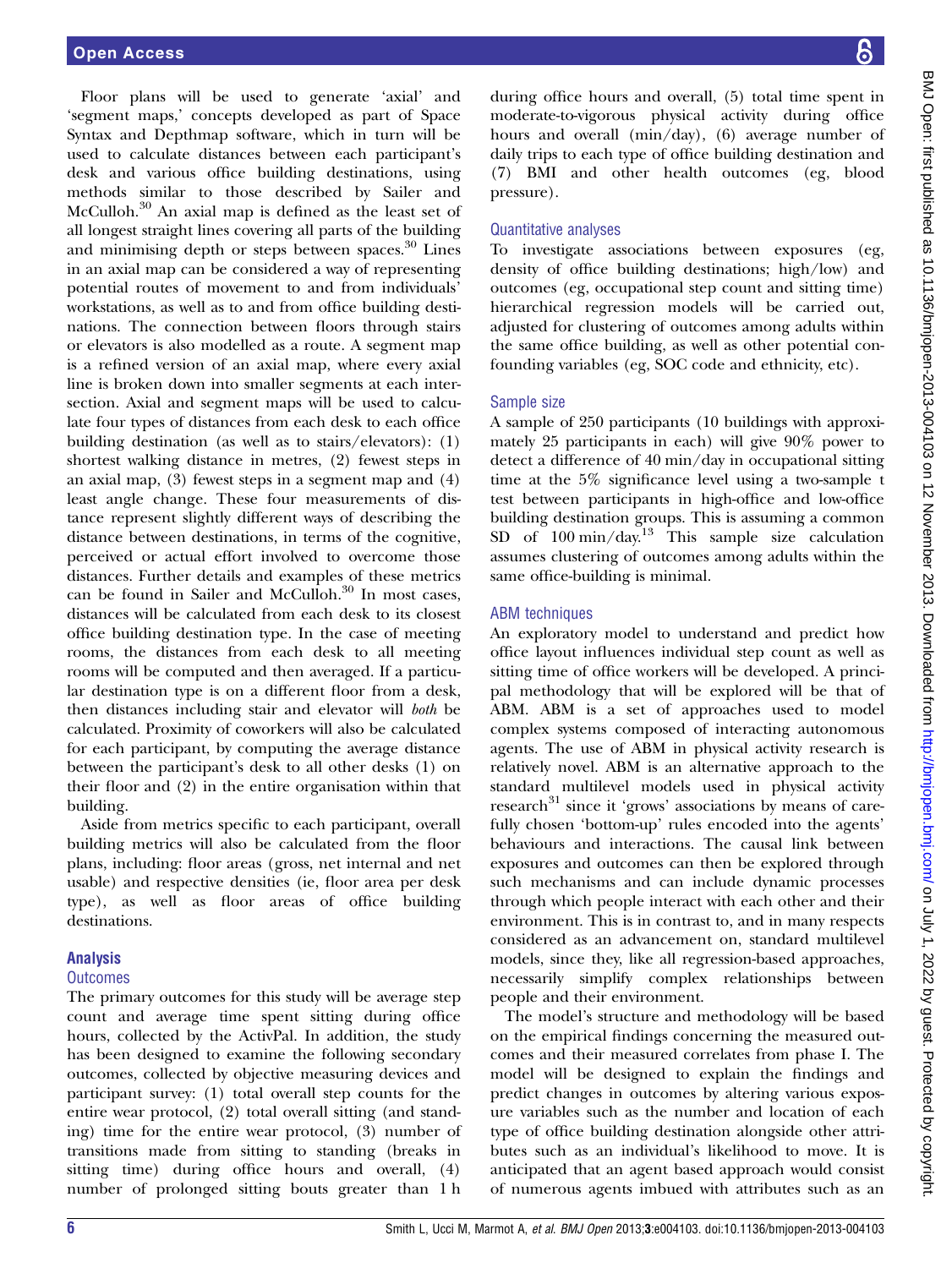Floor plans will be used to generate 'axial' and 'segment maps,' concepts developed as part of Space Syntax and Depthmap software, which in turn will be used to calculate distances between each participant's desk and various office building destinations, using methods similar to those described by Sailer and McCulloh.[30] An axial map is defined as the least set of all longest straight lines covering all parts of the building and minimising depth or steps between spaces.[30] Lines in an axial map can be considered a way of representing potential routes of movement to and from individuals' workstations, as well as to and from office building destinations. The connection between floors through stairs or elevators is also modelled as a route. A segment map is a refined version of an axial map, where every axial line is broken down into smaller segments at each intersection. Axial and segment maps will be used to calculate four types of distances from each desk to each office building destination (as well as to stairs/elevators): (1) shortest walking distance in metres, (2) fewest steps in an axial map, (3) fewest steps in a segment map and (4) least angle change. These four measurements of distance represent slightly different ways of describing the distance between destinations, in terms of the cognitive, perceived or actual effort involved to overcome those distances. Further details and examples of these metrics can be found in Sailer and McCulloh.[30] In most cases, distances will be calculated from each desk to its closest office building destination type. In the case of meeting rooms, the distances from each desk to all meeting rooms will be computed and then averaged. If a particular destination type is on a different floor from a desk, then distances including stair and elevator will *both* be calculated. Proximity of coworkers will also be calculated for each participant, by computing the average distance between the participant's desk to all other desks (1) on their floor and (2) in the entire organisation within that building.

Aside from metrics specific to each participant, overall building metrics will also be calculated from the floor plans, including: floor areas (gross, net internal and net usable) and respective densities (ie, floor area per desk type), as well as floor areas of office building destinations.

## Analysis

### Outcomes

The primary outcomes for this study will be average step count and average time spent sitting during office hours, collected by the ActivPal. In addition, the study has been designed to examine the following secondary outcomes, collected by objective measuring devices and participant survey: (1) total overall step counts for the entire wear protocol, (2) total overall sitting (and standing) time for the entire wear protocol, (3) number of transitions made from sitting to standing (breaks in sitting time) during office hours and overall, (4) number of prolonged sitting bouts greater than 1 h during office hours and overall, (5) total time spent in moderate-to-vigorous physical activity during office hours and overall (min/day), (6) average number of daily trips to each type of office building destination and (7) BMI and other health outcomes (eg, blood pressure).

### Quantitative analyses

To investigate associations between exposures (eg, density of office building destinations; high/low) and outcomes (eg, occupational step count and sitting time) hierarchical regression models will be carried out, adjusted for clustering of outcomes among adults within the same office building, as well as other potential confounding variables (eg, SOC code and ethnicity, etc).

### Sample size

A sample of 250 participants (10 buildings with approximately 25 participants in each) will give 90% power to detect a difference of 40 min/day in occupational sitting time at the 5% significance level using a two-sample t test between participants in high-office and low-office building destination groups. This is assuming a common SD of 100 min/day.[13] This sample size calculation assumes clustering of outcomes among adults within the same office-building is minimal.

### ABM techniques

An exploratory model to understand and predict how office layout influences individual step count as well as sitting time of office workers will be developed. A principal methodology that will be explored will be that of ABM. ABM is a set of approaches used to model complex systems composed of interacting autonomous agents. The use of ABM in physical activity research is relatively novel. ABM is an alternative approach to the standard multilevel models used in physical activity research[31] since it 'grows' associations by means of carefully chosen 'bottom-up' rules encoded into the agents' behaviours and interactions. The causal link between exposures and outcomes can then be explored through such mechanisms and can include dynamic processes through which people interact with each other and their environment. This is in contrast to, and in many respects considered as an advancement on, standard multilevel models, since they, like all regression-based approaches, necessarily simplify complex relationships between people and their environment.

The model's structure and methodology will be based on the empirical findings concerning the measured outcomes and their measured correlates from phase I. The model will be designed to explain the findings and predict changes in outcomes by altering various exposure variables such as the number and location of each type of office building destination alongside other attributes such as an individual's likelihood to move. It is anticipated that an agent based approach would consist of numerous agents imbued with attributes such as an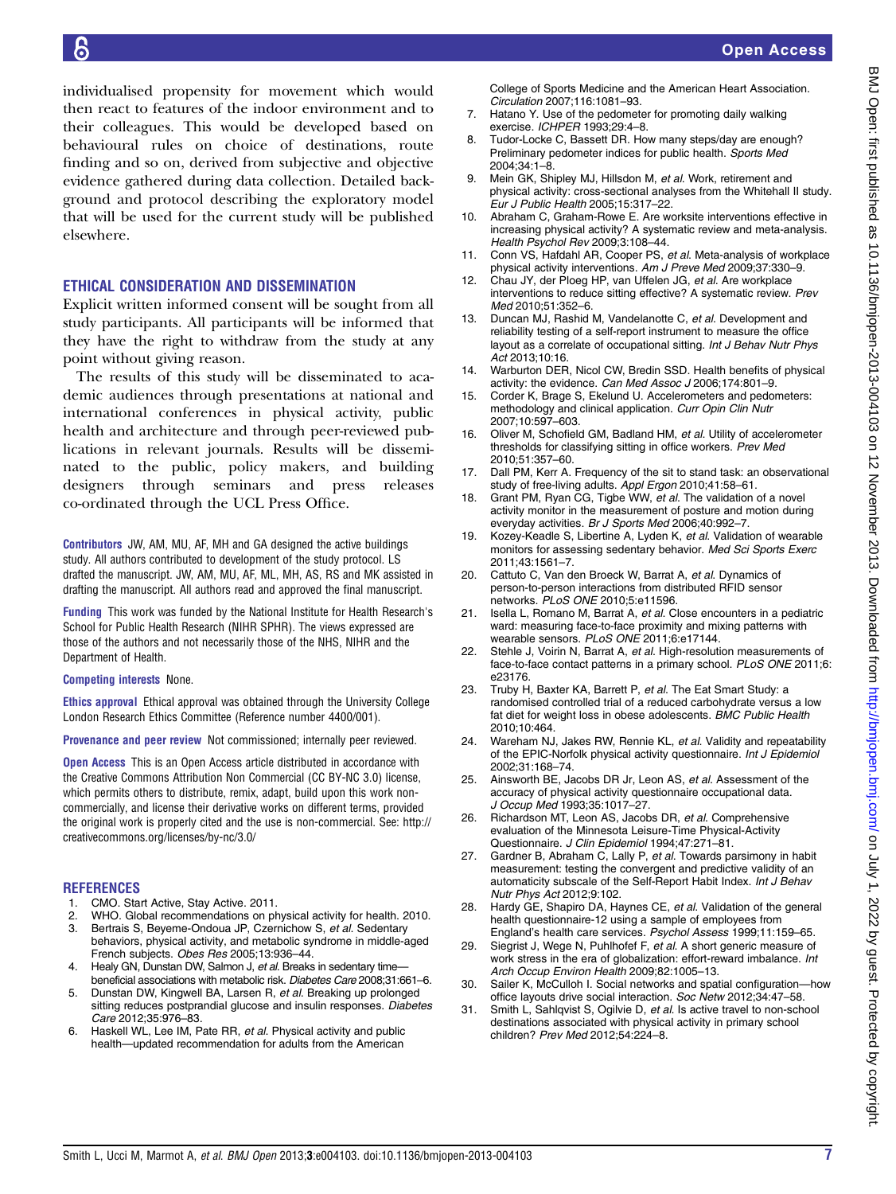individualised propensity for movement which would then react to features of the indoor environment and to their colleagues. This would be developed based on behavioural rules on choice of destinations, route finding and so on, derived from subjective and objective evidence gathered during data collection. Detailed background and protocol describing the exploratory model that will be used for the current study will be published elsewhere.

## ETHICAL CONSIDERATION AND DISSEMINATION

Explicit written informed consent will be sought from all study participants. All participants will be informed that they have the right to withdraw from the study at any point without giving reason.

The results of this study will be disseminated to academic audiences through presentations at national and international conferences in physical activity, public health and architecture and through peer-reviewed publications in relevant journals. Results will be disseminated to the public, policy makers, and building designers through seminars and press releases co-ordinated through the UCL Press Office.

**Contributors** JW, AM, MU, AF, MH and GA designed the active buildings study. All authors contributed to development of the study protocol. LS drafted the manuscript. JW, AM, MU, AF, ML, MH, AS, RS and MK assisted in drafting the manuscript. All authors read and approved the final manuscript.

**Funding** This work was funded by the National Institute for Health Research's School for Public Health Research (NIHR SPHR). The views expressed are those of the authors and not necessarily those of the NHS, NIHR and the Department of Health.

**Competing interests** None.

**Ethics approval** Ethical approval was obtained through the University College London Research Ethics Committee (Reference number 4400/001).

**Provenance and peer review** Not commissioned; internally peer reviewed.

**Open Access** This is an Open Access article distributed in accordance with the Creative Commons Attribution Non Commercial (CC BY-NC 3.0) license, which permits others to distribute, remix, adapt, build upon this work non-commercially, and license their derivative works on different terms, provided the original work is properly cited and the use is non-commercial. See: http://creativecommons.org/licenses/by-nc/3.0/

## REFERENCES

1. CMO. Start Active, Stay Active. 2011.
2. WHO. Global recommendations on physical activity for health. 2010.
3. Bertrais S, Beyeme-Ondoua JP, Czernichow S, *et al.* Sedentary behaviors, physical activity, and metabolic syndrome in middle-aged French subjects. *Obes Res* 2005;13:936–44.
4. Healy GN, Dunstan DW, Salmon J, *et al.* Breaks in sedentary time—beneficial associations with metabolic risk. *Diabetes Care* 2008;31:661–6.
5. Dunstan DW, Kingwell BA, Larsen R, *et al.* Breaking up prolonged sitting reduces postprandial glucose and insulin responses. *Diabetes Care* 2012;35:976–83.
6. Haskell WL, Lee IM, Pate RR, *et al.* Physical activity and public health—updated recommendation for adults from the American College of Sports Medicine and the American Heart Association. *Circulation* 2007;116:1081–93.
7. Hatano Y. Use of the pedometer for promoting daily walking exercise. *ICHPER* 1993;29:4–8.
8. Tudor-Locke C, Bassett DR. How many steps/day are enough? Preliminary pedometer indices for public health. *Sports Med* 2004;34:1–8.
9. Mein GK, Shipley MJ, Hillsdon M, *et al.* Work, retirement and physical activity: cross-sectional analyses from the Whitehall II study. *Eur J Public Health* 2005;15:317–22.
10. Abraham C, Graham-Rowe E. Are worksite interventions effective in increasing physical activity? A systematic review and meta-analysis. *Health Psychol Rev* 2009;3:108–44.
11. Conn VS, Hafdahl AR, Cooper PS, *et al.* Meta-analysis of workplace physical activity interventions. *Am J Preve Med* 2009;37:330–9.
12. Chau JY, der Ploeg HP, van Uffelen JG, *et al.* Are workplace interventions to reduce sitting effective? A systematic review. *Prev Med* 2010;51:352–6.
13. Duncan MJ, Rashid M, Vandelanotte C, *et al.* Development and reliability testing of a self-report instrument to measure the office layout as a correlate of occupational sitting. *Int J Behav Nutr Phys Act* 2013;10:16.
14. Warburton DER, Nicol CW, Bredin SSD. Health benefits of physical activity: the evidence. *Can Med Assoc J* 2006;174:801–9.
15. Corder K, Brage S, Ekelund U. Accelerometers and pedometers: methodology and clinical application. *Curr Opin Clin Nutr* 2007;10:597–603.
16. Oliver M, Schofield GM, Badland HM, *et al.* Utility of accelerometer thresholds for classifying sitting in office workers. *Prev Med* 2010;51:357–60.
17. Dall PM, Kerr A. Frequency of the sit to stand task: an observational study of free-living adults. *Appl Ergon* 2010;41:58–61.
18. Grant PM, Ryan CG, Tigbe WW, *et al.* The validation of a novel activity monitor in the measurement of posture and motion during everyday activities. *Br J Sports Med* 2006;40:992–7.
19. Kozey-Keadle S, Libertine A, Lyden K, *et al.* Validation of wearable monitors for assessing sedentary behavior. *Med Sci Sports Exerc* 2011;43:1561–7.
20. Cattuto C, Van den Broeck W, Barrat A, *et al.* Dynamics of person-to-person interactions from distributed RFID sensor networks. *PLoS ONE* 2010;5:e11596.
21. Isella L, Romano M, Barrat A, *et al.* Close encounters in a pediatric ward: measuring face-to-face proximity and mixing patterns with wearable sensors. *PLoS ONE* 2011;6:e17144.
22. Stehle J, Voirin N, Barrat A, *et al.* High-resolution measurements of face-to-face contact patterns in a primary school. *PLoS ONE* 2011;6:e23176.
23. Truby H, Baxter KA, Barrett P, *et al.* The Eat Smart Study: a randomised controlled trial of a reduced carbohydrate versus a low fat diet for weight loss in obese adolescents. *BMC Public Health* 2010;10:464.
24. Wareham NJ, Jakes RW, Rennie KL, *et al.* Validity and repeatability of the EPIC-Norfolk physical activity questionnaire. *Int J Epidemiol* 2002;31:168–74.
25. Ainsworth BE, Jacobs DR Jr, Leon AS, *et al.* Assessment of the accuracy of physical activity questionnaire occupational data. *J Occup Med* 1993;35:1017–27.
26. Richardson MT, Leon AS, Jacobs DR, *et al.* Comprehensive evaluation of the Minnesota Leisure-Time Physical-Activity Questionnaire. *J Clin Epidemiol* 1994;47:271–81.
27. Gardner B, Abraham C, Lally P, *et al.* Towards parsimony in habit measurement: testing the convergent and predictive validity of an automaticity subscale of the Self-Report Habit Index. *Int J Behav Nutr Phys Act* 2012;9:102.
28. Hardy GE, Shapiro DA, Haynes CE, *et al.* Validation of the general health questionnaire-12 using a sample of employees from England's health care services. *Psychol Assess* 1999;11:159–65.
29. Siegrist J, Wege N, Puhlhofer F, *et al.* A short generic measure of work stress in the era of globalization: effort-reward imbalance. *Int Arch Occup Environ Health* 2009;82:1005–13.
30. Sailer K, McCulloh I. Social networks and spatial configuration—how office layouts drive social interaction. *Soc Netw* 2012;34:47–58.
31. Smith L, Sahlqvist S, Ogilvie D, *et al.* Is active travel to non-school destinations associated with physical activity in primary school children? *Prev Med* 2012;54:224–8.